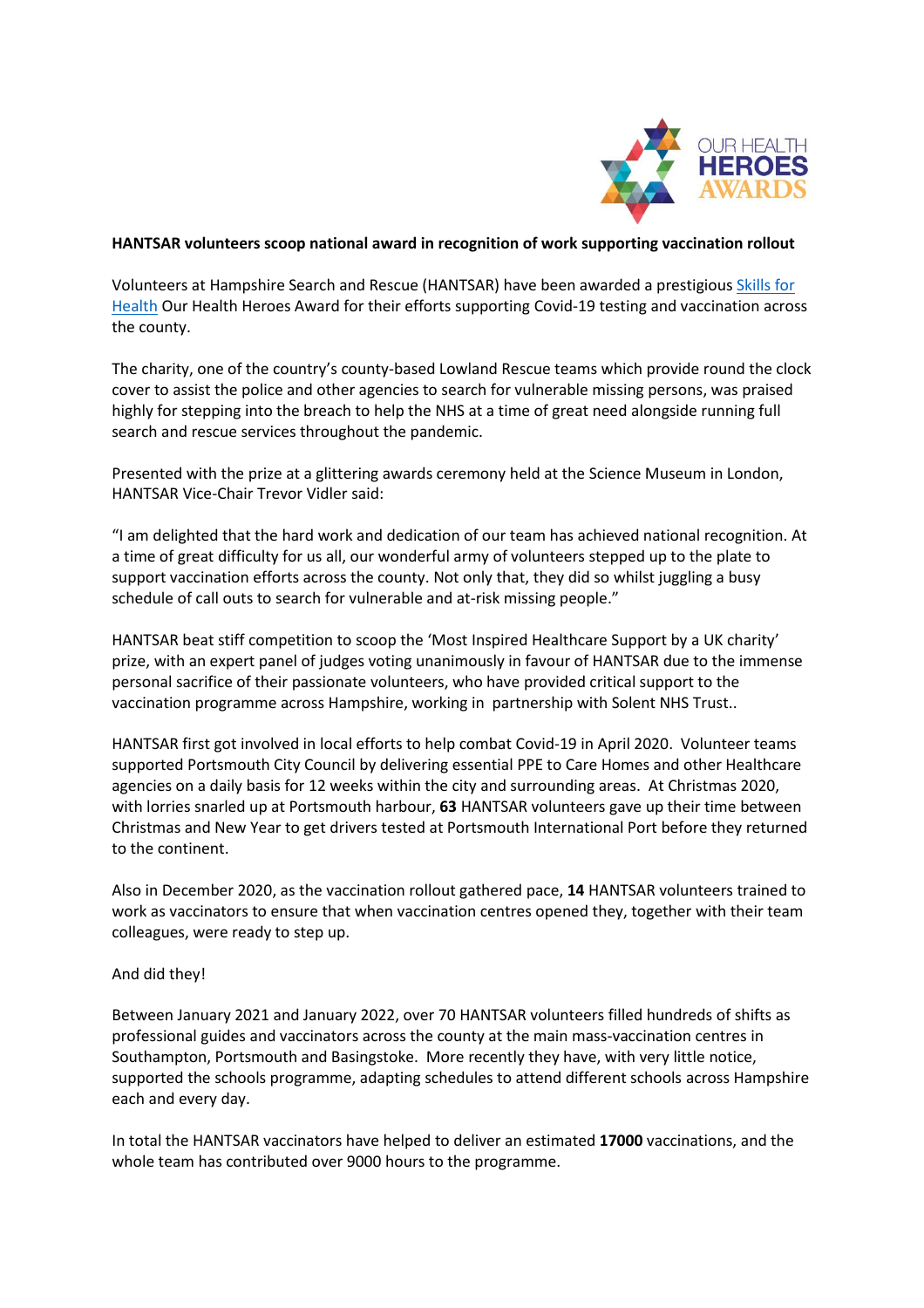OUR HEALTH **HEROES** AWARDS

**HANTSAR volunteers scoop national award in recognition of work supporting vaccination rollout**

Volunteers at Hampshire Search and Rescue (HANTSAR) have been awarded a prestigious Skills for Health Our Health Heroes Award for their efforts supporting Covid-19 testing and vaccination across the county.

The charity, one of the country's county-based Lowland Rescue teams which provide round the clock cover to assist the police and other agencies to search for vulnerable missing persons, was praised highly for stepping into the breach to help the NHS at a time of great need alongside running full search and rescue services throughout the pandemic.

Presented with the prize at a glittering awards ceremony held at the Science Museum in London, HANTSAR Vice-Chair Trevor Vidler said:

"I am delighted that the hard work and dedication of our team has achieved national recognition. At a time of great difficulty for us all, our wonderful army of volunteers stepped up to the plate to support vaccination efforts across the county. Not only that, they did so whilst juggling a busy schedule of call outs to search for vulnerable and at-risk missing people."

HANTSAR beat stiff competition to scoop the 'Most Inspired Healthcare Support by a UK charity' prize, with an expert panel of judges voting unanimously in favour of HANTSAR due to the immense personal sacrifice of their passionate volunteers, who have provided critical support to the vaccination programme across Hampshire, working in partnership with Solent NHS Trust..

HANTSAR first got involved in local efforts to help combat Covid-19 in April 2020. Volunteer teams supported Portsmouth City Council by delivering essential PPE to Care Homes and other Healthcare agencies on a daily basis for 12 weeks within the city and surrounding areas. At Christmas 2020, with lorries snarled up at Portsmouth harbour, **63** HANTSAR volunteers gave up their time between Christmas and New Year to get drivers tested at Portsmouth International Port before they returned to the continent.

Also in December 2020, as the vaccination rollout gathered pace, **14** HANTSAR volunteers trained to work as vaccinators to ensure that when vaccination centres opened they, together with their team colleagues, were ready to step up.

And did they!

Between January 2021 and January 2022, over 70 HANTSAR volunteers filled hundreds of shifts as professional guides and vaccinators across the county at the main mass-vaccination centres in Southampton, Portsmouth and Basingstoke. More recently they have, with very little notice, supported the schools programme, adapting schedules to attend different schools across Hampshire each and every day.

In total the HANTSAR vaccinators have helped to deliver an estimated **17000** vaccinations, and the whole team has contributed over 9000 hours to the programme.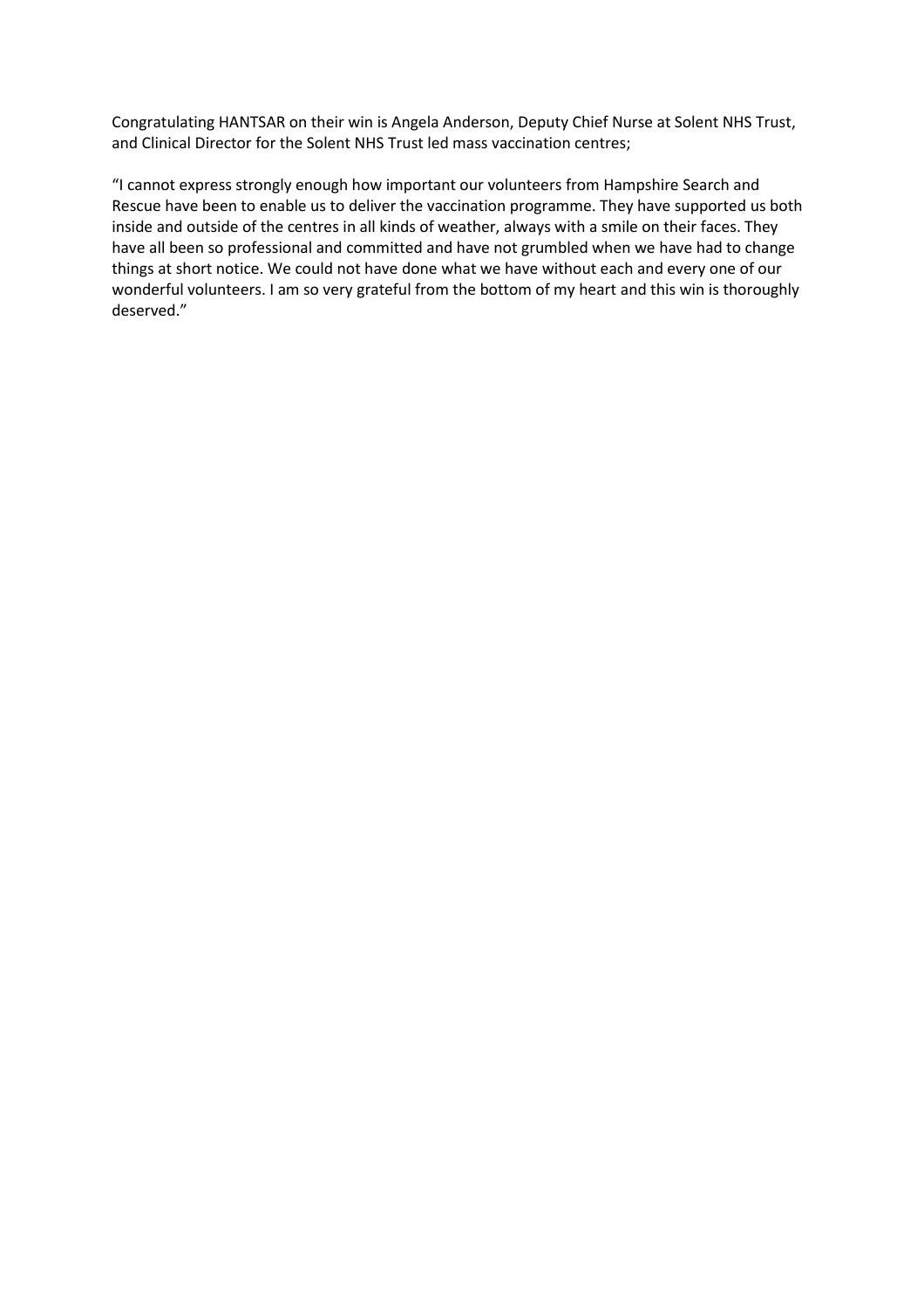Congratulating HANTSAR on their win is Angela Anderson, Deputy Chief Nurse at Solent NHS Trust, and Clinical Director for the Solent NHS Trust led mass vaccination centres;

"I cannot express strongly enough how important our volunteers from Hampshire Search and Rescue have been to enable us to deliver the vaccination programme. They have supported us both inside and outside of the centres in all kinds of weather, always with a smile on their faces. They have all been so professional and committed and have not grumbled when we have had to change things at short notice. We could not have done what we have without each and every one of our wonderful volunteers. I am so very grateful from the bottom of my heart and this win is thoroughly deserved."